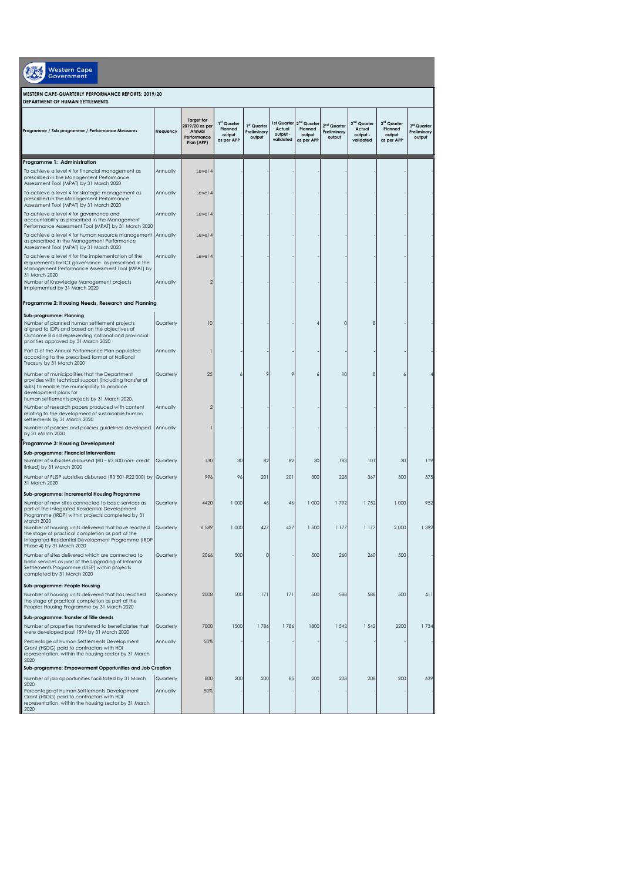Western Cape Government

**WESTERN CAPE-QUARTERLY PERFORMANCE REPORTS: 2019/20**
**DEPARTMENT OF HUMAN SETTLEMENTS**

| Programme / Sub programme / Performance Measures | Frequency | Target for 2019/20 as per Annual Performance Plan (APP) | 1st Quarter Planned output as per APP | 1st Quarter Preliminary output | 1st Quarter Actual output - validated | 2nd Quarter Planned output as per APP | 2nd Quarter Preliminary output | 2nd Quarter Actual output - validated | 3rd Quarter Planned output as per APP | 3rd Quarter Preliminary output |
|---|---|---|---|---|---|---|---|---|---|---|
| **Programme 1: Administration** | | | | | | | | | | |
| To achieve a level 4 for financial management as prescribed in the Management Performance Assessment Tool (MPAT) by 31 March 2020 | Annually | Level 4 | | - | - | - | - | - | - | - |
| To achieve a level 4 for strategic management as prescribed in the Management Performance Assessment Tool (MPAT) by 31 March 2020 | Annually | Level 4 | | - | - | - | - | - | - | - |
| To achieve a level 4 for governance and accountability as prescribed in the Management Performance Assessment Tool (MPAT) by 31 March 2020 | Annually | Level 4 | | - | - | - | - | - | - | - |
| To achieve a level 4 for human resource management as prescribed in the Management Performance Assessment Tool (MPAT) by 31 March 2020 | Annually | Level 4 | | - | - | - | - | - | - | - |
| To achieve a level 4 for the implementation of the requirements for ICT governance as prescribed in the Management Performance Assessment Tool (MPAT) by 31 March 2020 | Annually | Level 4 | | - | - | - | - | - | - | - |
| Number of Knowledge Management projects implemented by 31 March 2020 | Annually | 2 | | - | - | - | - | - | - | - |
| **Programme 2: Housing Needs, Research and Planning** | | | | | | | | | | |
| **Sub-programme: Planning** | | | | | | | | | | |
| Number of planned human settlement projects aligned to IDPs and based on the objectives of Outcome 8 and representing national and provincial priorities approved by 31 March 2020 | Quarterly | 10 | | - | - | 4 | 0 | 8 | - | - |
| Part D of the Annual Performance Plan populated according to the prescribed format of National Treasury by 31 March 2020 | Annually | 1 | | - | - | - | - | - | - | - |
| Number of municipalities that the Department provides with technical support (including transfer of skills) to enable the municipality to produce development plans for human settlements projects by 31 March 2020. | Quarterly | 25 | 6 | 9 | 9 | 6 | 10 | 8 | 6 | 4 |
| Number of research papers produced with content relating to the development of sustainable human settlements by 31 March 2020 | Annually | 2 | | - | - | - | - | - | - | - |
| Number of policies and policies guidelines developed by 31 March 2020 | Annually | 1 | | - | - | - | - | - | - | - |
| **Programme 3: Housing Development** | | | | | | | | | | |
| **Sub-programme: Financial Interventions** | | | | | | | | | | |
| Number of subsidies disbursed (R0 – R3 500 non- credit linked) by 31 March 2020 | Quarterly | 130 | 30 | 82 | 82 | 30 | 183 | 101 | 30 | 119 |
| Number of FLISP subsidies disbursed (R3 501-R22 000) by 31 March 2020 | Quarterly | 996 | 96 | 201 | 201 | 300 | 228 | 367 | 300 | 375 |
| **Sub-programme: Incremental Housing Programme** | | | | | | | | | | |
| Number of new sites connected to basic services as part of the Integrated Residential Development Programme (IRDP) within projects completed by 31 March 2020 | Quarterly | 4420 | 1 000 | 46 | 46 | 1 000 | 1 792 | 1 752 | 1 000 | 952 |
| Number of housing units delivered that have reached the stage of practical completion as part of the Integrated Residential Development Programme (IRDP Phase 4) by 31 March 2020 | Quarterly | 6 589 | 1 000 | 427 | 427 | 1 500 | 1 177 | 1 177 | 2 000 | 1 392 |
| Number of sites delivered which are connected to basic services as part of the Upgrading of Informal Settlements Programme (UISP) within projects completed by 31 March 2020 | Quarterly | 2066 | 500 | 0 | - | 500 | 260 | 260 | 500 | - |
| **Sub-programme: People Housing** | | | | | | | | | | |
| Number of housing units delivered that has reached the stage of practical completion as part of the Peoples Housing Programme by 31 March 2020 | Quarterly | 2008 | 500 | 171 | 171 | 500 | 588 | 588 | 500 | 411 |
| **Sub-programme: Transfer of Title deeds** | | | | | | | | | | |
| Number of properties transferred to beneficiaries that were developed post 1994 by 31 March 2020 | Quarterly | 7000 | 1500 | 1 786 | 1 786 | 1800 | 1 542 | 1 542 | 2200 | 1 734 |
| Percentage of Human Settlements Development Grant (HSDG) paid to contractors with HDI representation, within the housing sector by 31 March 2020 | Annually | 50% | | - | - | - | - | - | - | - |
| **Sub-programme: Empowerment Opportunities and Job Creation** | | | | | | | | | | |
| Number of job opportunities facilitated by 31 March 2020 | Quarterly | 800 | 200 | 200 | 85 | 200 | 208 | 208 | 200 | 639 |
| Percentage of Human Settlements Development Grant (HSDG) paid to contractors with HDI representation, within the housing sector by 31 March 2020 | Annually | 50% | | - | - | - | - | - | - | - |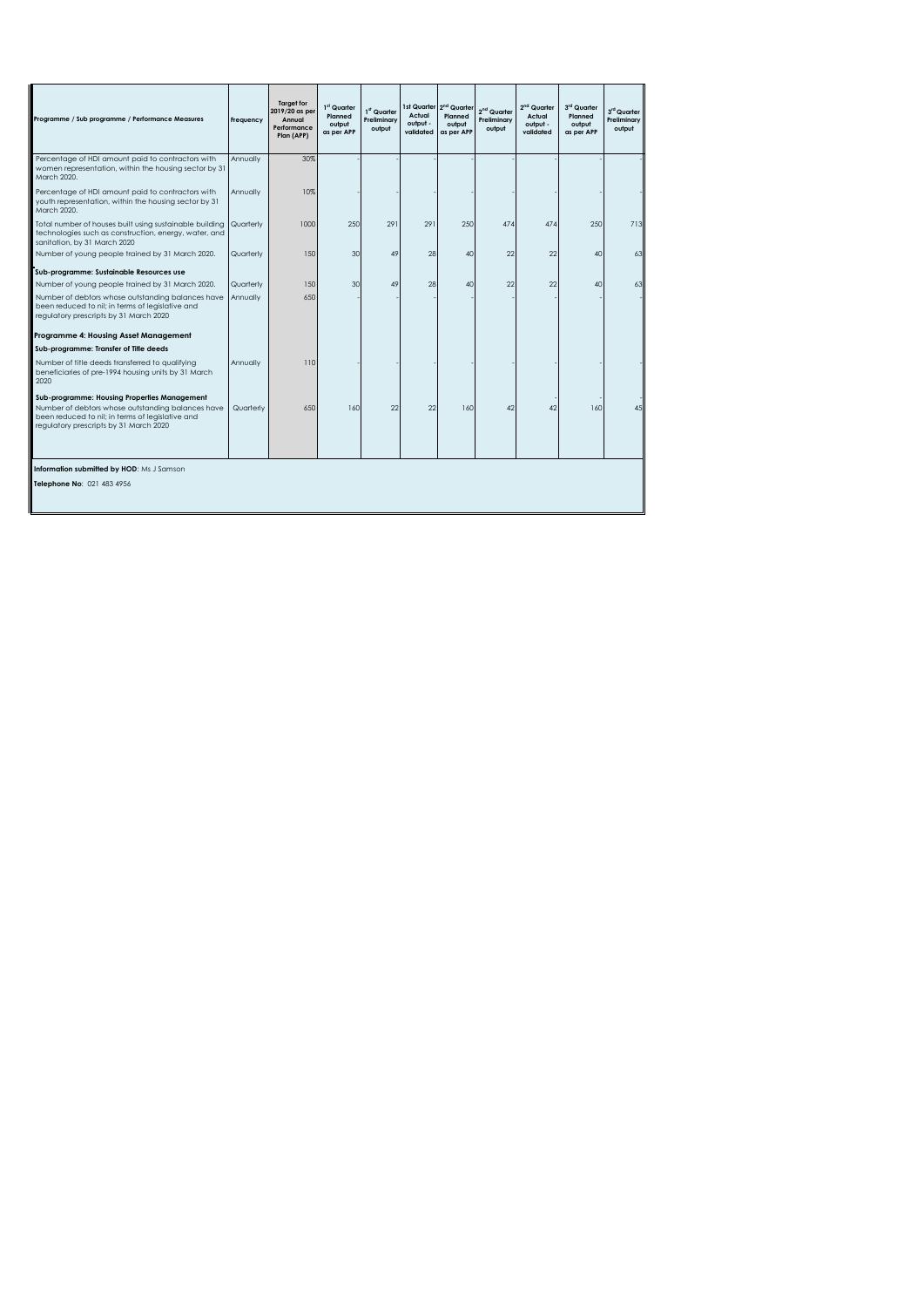| Programme / Sub programme / Performance Measures | Frequency | Target for 2019/20 as per Annual Performance Plan (APP) | 1st Quarter Planned output as per APP | 1st Quarter Preliminary output | 1st Quarter Actual output - validated | 2nd Quarter Planned output as per APP | 2nd Quarter Preliminary output | 2nd Quarter Actual output - validated | 3rd Quarter Planned output as per APP | 3rd Quarter Preliminary output |
|---|---|---|---|---|---|---|---|---|---|---|
| Percentage of HDI amount paid to contractors with women representation, within the housing sector by 31 March 2020. | Annually | 30% | - | - | - | - | - | - | - | - |
| Percentage of HDI amount paid to contractors with youth representation, within the housing sector by 31 March 2020. | Annually | 10% | - | - | - | - | - | - | - | - |
| Total number of houses built using sustainable building technologies such as construction, energy, water, and sanitation, by 31 March 2020 | Quarterly | 1000 | 250 | 291 | 291 | 250 | 474 | 474 | 250 | 713 |
| Number of young people trained by 31 March 2020. | Quarterly | 150 | 30 | 49 | 28 | 40 | 22 | 22 | 40 | 63 |
| **Sub-programme: Sustainable Resources use** | | | | | | | | | | |
| Number of young people trained by 31 March 2020. | Quarterly | 150 | 30 | 49 | 28 | 40 | 22 | 22 | 40 | 63 |
| Number of debtors whose outstanding balances have been reduced to nil; in terms of legislative and regulatory prescripts by 31 March 2020 | Annually | 650 | - | - | - | - | - | - | - | - |
| **Programme 4: Housing Asset Management** | | | | | | | | | | |
| **Sub-programme: Transfer of Title deeds** | | | | | | | | | | |
| Number of title deeds transferred to qualifying beneficiaries of pre-1994 housing units by 31 March 2020 | Annually | 110 | - | - | - | - | - | - | - | - |
| **Sub-programme: Housing Properties Management** | | | | | | | | - | - | - |
| Number of debtors whose outstanding balances have been reduced to nil; in terms of legislative and regulatory prescripts by 31 March 2020 | Quarterly | 650 | 160 | 22 | 22 | 160 | 42 | 42 | 160 | 45 |

**Information submitted by HOD**: Ms J Samson

**Telephone No**: 021 483 4956